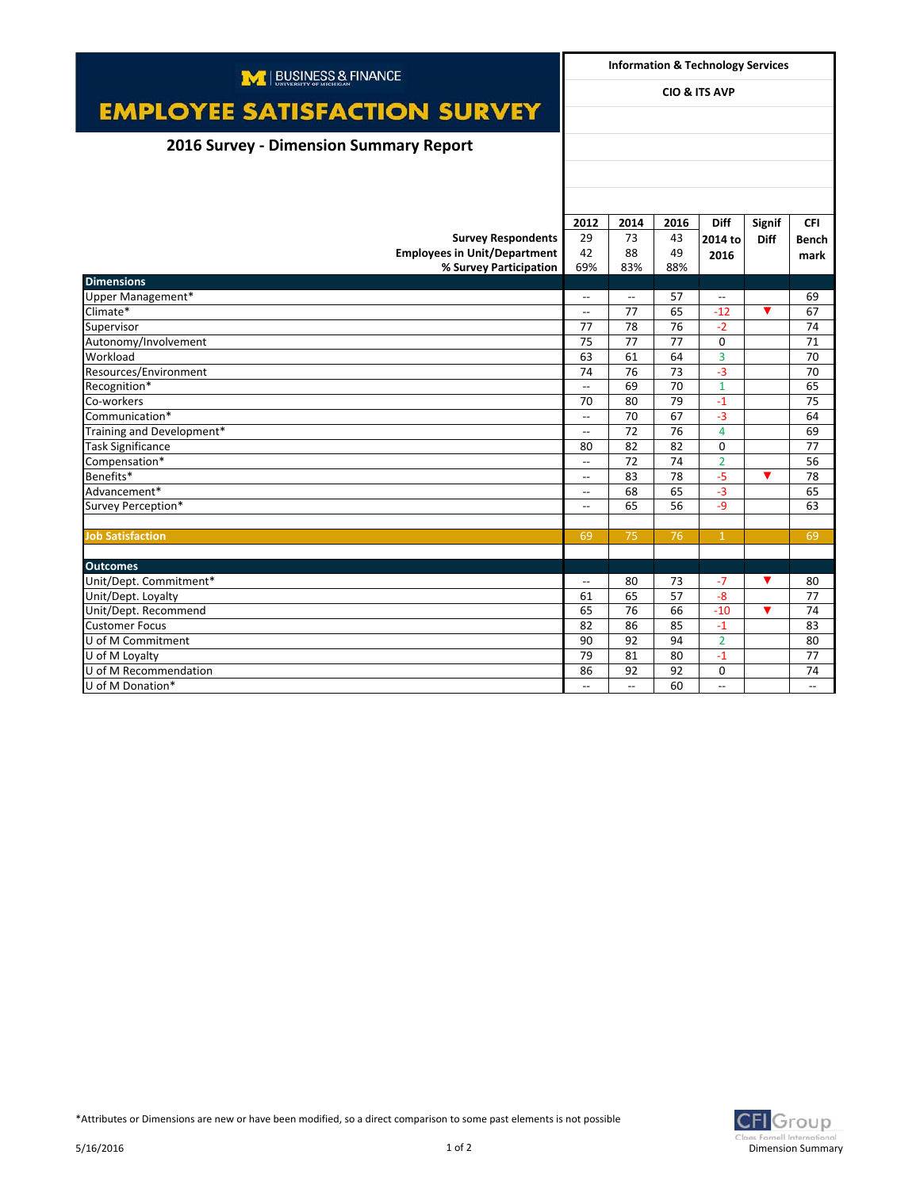BUSINESS & FINANCE
UNIVERSITY OF MICHIGAN

# EMPLOYEE SATISFACTION SURVEY

## 2016 Survey - Dimension Summary Report

**Information & Technology Services**

**CIO & ITS AVP**

| | 2012 | 2014 | 2016 | Diff 2014 to 2016 | Signif Diff | CFI Benchmark |
|---|---|---|---|---|---|---|
| **Survey Respondents** | 29 | 73 | 43 | | | |
| **Employees in Unit/Department** | 42 | 88 | 49 | | | |
| **% Survey Participation** | 69% | 83% | 88% | | | |
| **Dimensions** | | | | | | |
| Upper Management* | -- | -- | 57 | -- | | 69 |
| Climate* | -- | 77 | 65 | -12 | ▼ | 67 |
| Supervisor | 77 | 78 | 76 | -2 | | 74 |
| Autonomy/Involvement | 75 | 77 | 77 | 0 | | 71 |
| Workload | 63 | 61 | 64 | 3 | | 70 |
| Resources/Environment | 74 | 76 | 73 | -3 | | 70 |
| Recognition* | -- | 69 | 70 | 1 | | 65 |
| Co-workers | 70 | 80 | 79 | -1 | | 75 |
| Communication* | -- | 70 | 67 | -3 | | 64 |
| Training and Development* | -- | 72 | 76 | 4 | | 69 |
| Task Significance | 80 | 82 | 82 | 0 | | 77 |
| Compensation* | -- | 72 | 74 | 2 | | 56 |
| Benefits* | -- | 83 | 78 | -5 | ▼ | 78 |
| Advancement* | -- | 68 | 65 | -3 | | 65 |
| Survey Perception* | -- | 65 | 56 | -9 | | 63 |
| | | | | | | |
| **Job Satisfaction** | 69 | 75 | 76 | 1 | | 69 |
| | | | | | | |
| **Outcomes** | | | | | | |
| Unit/Dept. Commitment* | -- | 80 | 73 | -7 | ▼ | 80 |
| Unit/Dept. Loyalty | 61 | 65 | 57 | -8 | | 77 |
| Unit/Dept. Recommend | 65 | 76 | 66 | -10 | ▼ | 74 |
| Customer Focus | 82 | 86 | 85 | -1 | | 83 |
| U of M Commitment | 90 | 92 | 94 | 2 | | 80 |
| U of M Loyalty | 79 | 81 | 80 | -1 | | 77 |
| U of M Recommendation | 86 | 92 | 92 | 0 | | 74 |
| U of M Donation* | -- | -- | 60 | -- | | -- |

*Attributes or Dimensions are new or have been modified, so a direct comparison to some past elements is not possible

5/16/2016

CFI Group
Claes Fornell International
Dimension Summary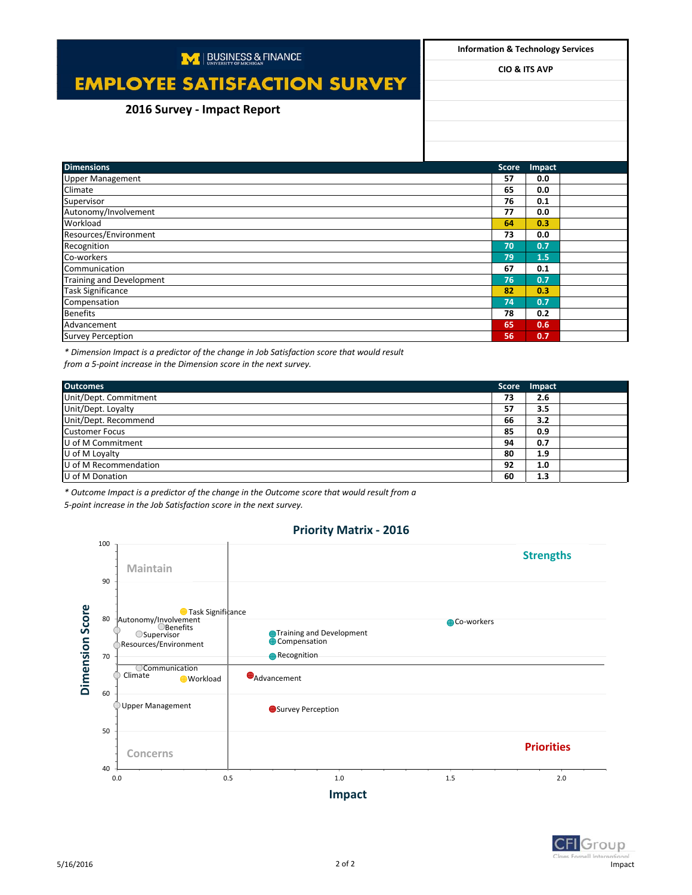BUSINESS & FINANCE
UNIVERSITY OF MICHIGAN

# EMPLOYEE SATISFACTION SURVEY

**2016 Survey - Impact Report**

**Information & Technology Services**

**CIO & ITS AVP**

| Dimensions | Score | Impact |
|---|---|---|
| Upper Management | 57 | 0.0 |
| Climate | 65 | 0.0 |
| Supervisor | 76 | 0.1 |
| Autonomy/Involvement | 77 | 0.0 |
| Workload | 64 | 0.3 |
| Resources/Environment | 73 | 0.0 |
| Recognition | 70 | 0.7 |
| Co-workers | 79 | 1.5 |
| Communication | 67 | 0.1 |
| Training and Development | 76 | 0.7 |
| Task Significance | 82 | 0.3 |
| Compensation | 74 | 0.7 |
| Benefits | 78 | 0.2 |
| Advancement | 65 | 0.6 |
| Survey Perception | 56 | 0.7 |

*\* Dimension Impact is a predictor of the change in Job Satisfaction score that would result from a 5-point increase in the Dimension score in the next survey.*

| Outcomes | Score | Impact |
|---|---|---|
| Unit/Dept. Commitment | 73 | 2.6 |
| Unit/Dept. Loyalty | 57 | 3.5 |
| Unit/Dept. Recommend | 66 | 3.2 |
| Customer Focus | 85 | 0.9 |
| U of M Commitment | 94 | 0.7 |
| U of M Loyalty | 80 | 1.9 |
| U of M Recommendation | 92 | 1.0 |
| U of M Donation | 60 | 1.3 |

*\* Outcome Impact is a predictor of the change in the Outcome score that would result from a 5-point increase in the Job Satisfaction score in the next survey.*

## Priority Matrix - 2016

Dimension Score
100
90
80
70
60
50
40

Impact
0.0
0.5
1.0
1.5
2.0

Maintain
Strengths
Concerns
Priorities

Task Significance
Autonomy/Involvement
Benefits
Supervisor
Resources/Environment
Co-workers
Training and Development
Compensation
Recognition
Communication
Climate
Workload
Advancement
Upper Management
Survey Perception

5/16/2016

CFI Group
Claes Fornell International
Impact